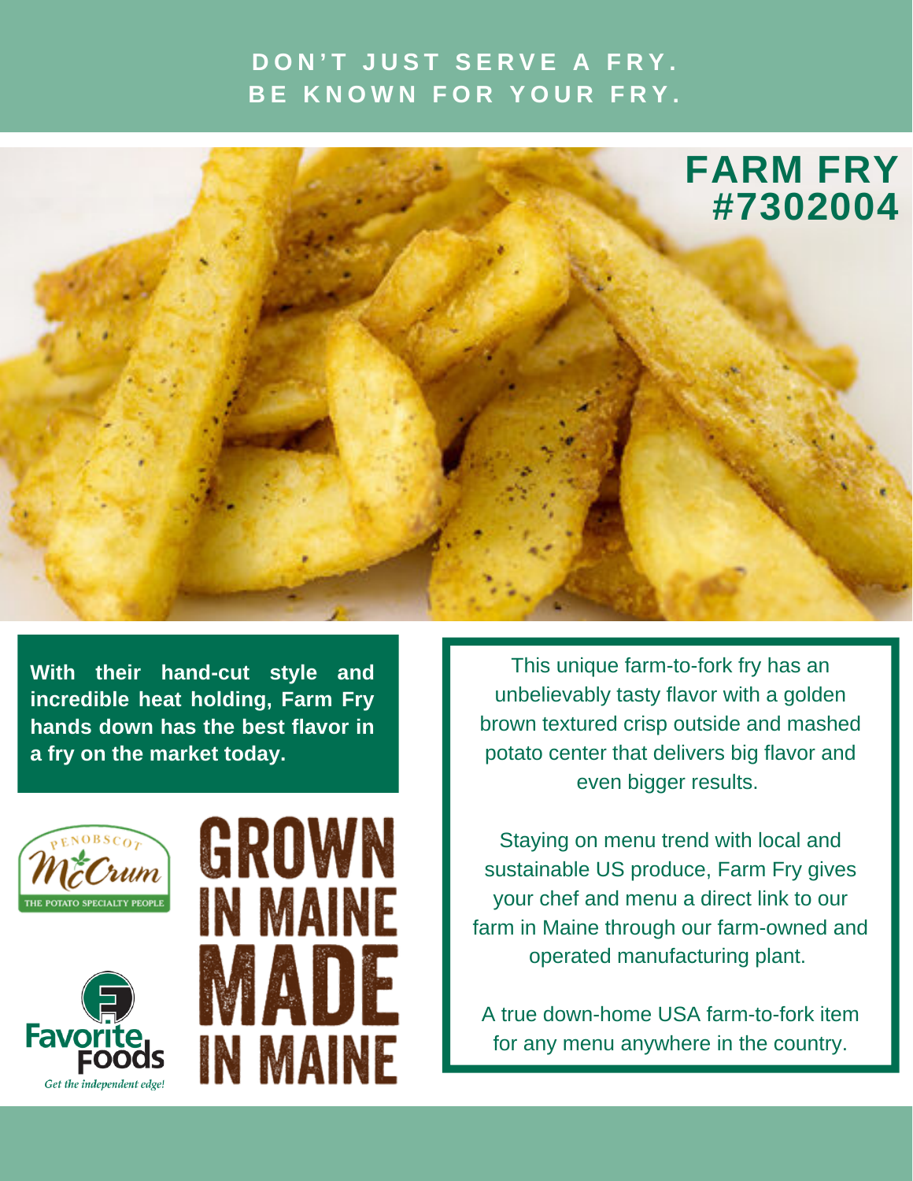DON'T JUST SERVE A FRY.
BE KNOWN FOR YOUR FRY.

# FARM FRY #7302004

**With their hand-cut style and incredible heat holding, Farm Fry hands down has the best flavor in a fry on the market today.**

This unique farm-to-fork fry has an unbelievably tasty flavor with a golden brown textured crisp outside and mashed potato center that delivers big flavor and even bigger results.

Staying on menu trend with local and sustainable US produce, Farm Fry gives your chef and menu a direct link to our farm in Maine through our farm-owned and operated manufacturing plant.

A true down-home USA farm-to-fork item for any menu anywhere in the country.

Penobscot McCrum — THE POTATO SPECIALTY PEOPLE

GROWN IN MAINE MADE IN MAINE

Favorite Foods — *Get the independent edge!*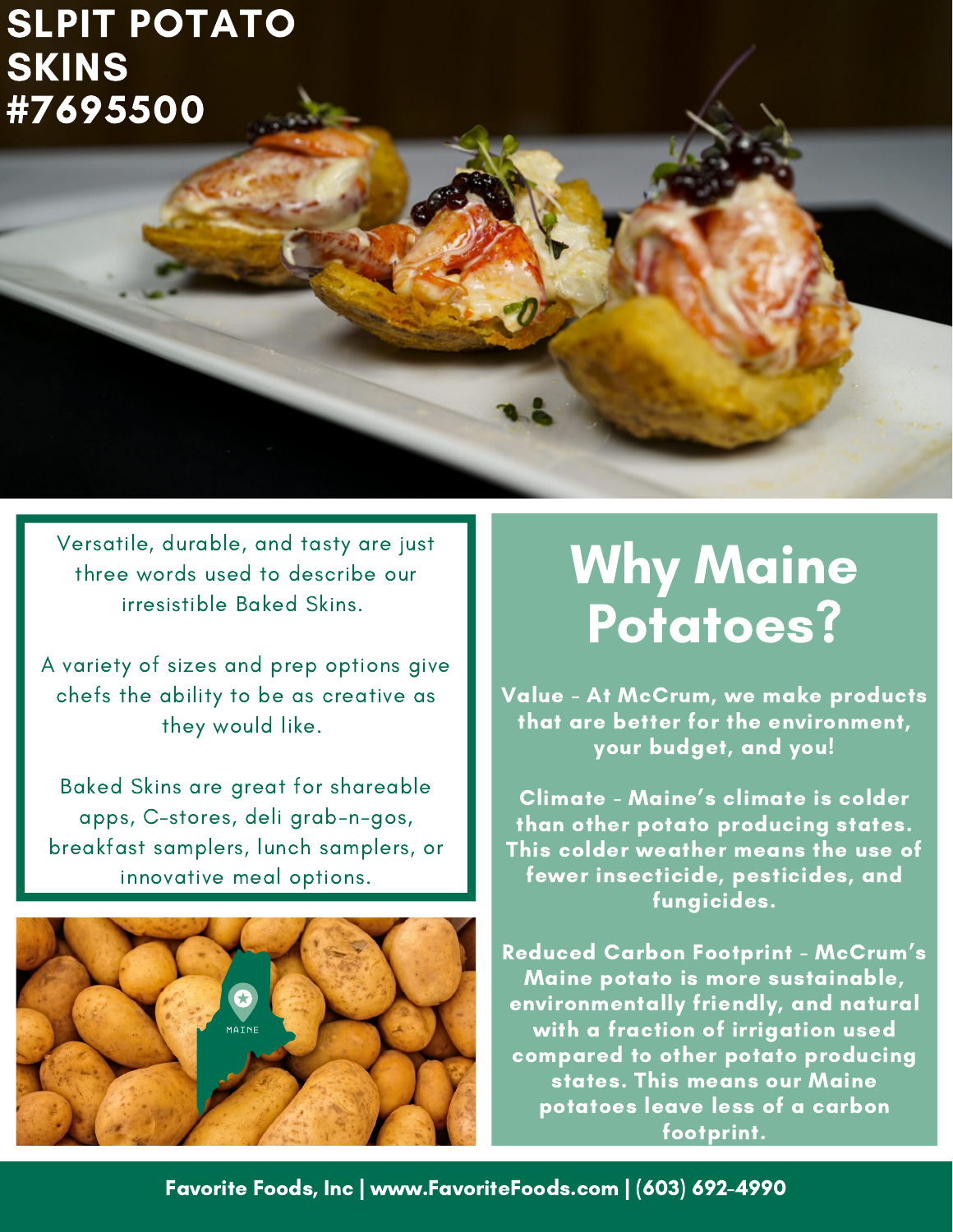# SLPIT POTATO SKINS #7695500

Versatile, durable, and tasty are just three words used to describe our irresistible Baked Skins.

A variety of sizes and prep options give chefs the ability to be as creative as they would like.

Baked Skins are great for shareable apps, C-stores, deli grab-n-gos, breakfast samplers, lunch samplers, or innovative meal options.

## Why Maine Potatoes?

**Value - At McCrum, we make products that are better for the environment, your budget, and you!**

**Climate - Maine's climate is colder than other potato producing states. This colder weather means the use of fewer insecticide, pesticides, and fungicides.**

**Reduced Carbon Footprint - McCrum's Maine potato is more sustainable, environmentally friendly, and natural with a fraction of irrigation used compared to other potato producing states. This means our Maine potatoes leave less of a carbon footprint.**

**Favorite Foods, Inc | www.FavoriteFoods.com | (603) 692-4990**